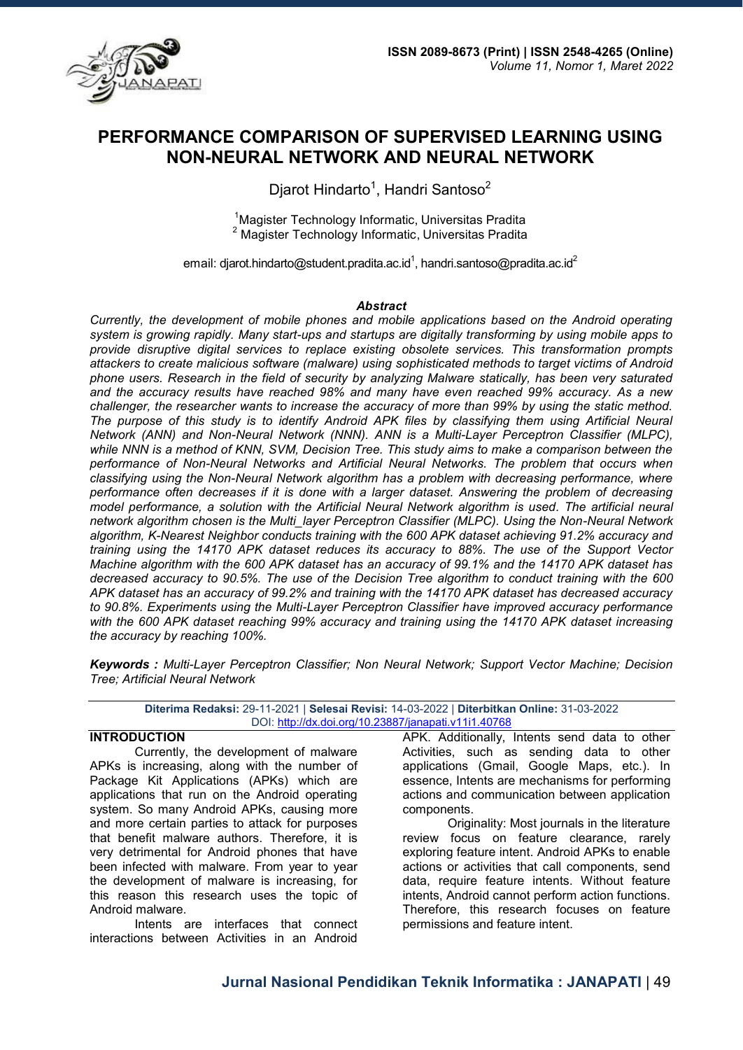# PERFORMANCE COMPARISON OF SUPERVISED LEARNING USING NON-NEURAL NETWORK AND NEURAL NETWORK

Djarot Hindarto[1], Handri Santoso[2]

[1]Magister Technology Informatic, Universitas Pradita
[2] Magister Technology Informatic, Universitas Pradita

email: djarot.hindarto@student.pradita.ac.id[1], handri.santoso@pradita.ac.id[2]

### *Abstract*

*Currently, the development of mobile phones and mobile applications based on the Android operating system is growing rapidly. Many start-ups and startups are digitally transforming by using mobile apps to provide disruptive digital services to replace existing obsolete services. This transformation prompts attackers to create malicious software (malware) using sophisticated methods to target victims of Android phone users. Research in the field of security by analyzing Malware statically, has been very saturated and the accuracy results have reached 98% and many have even reached 99% accuracy. As a new challenger, the researcher wants to increase the accuracy of more than 99% by using the static method. The purpose of this study is to identify Android APK files by classifying them using Artificial Neural Network (ANN) and Non-Neural Network (NNN). ANN is a Multi-Layer Perceptron Classifier (MLPC), while NNN is a method of KNN, SVM, Decision Tree. This study aims to make a comparison between the performance of Non-Neural Networks and Artificial Neural Networks. The problem that occurs when classifying using the Non-Neural Network algorithm has a problem with decreasing performance, where performance often decreases if it is done with a larger dataset. Answering the problem of decreasing model performance, a solution with the Artificial Neural Network algorithm is used. The artificial neural network algorithm chosen is the Multi_layer Perceptron Classifier (MLPC). Using the Non-Neural Network algorithm, K-Nearest Neighbor conducts training with the 600 APK dataset achieving 91.2% accuracy and training using the 14170 APK dataset reduces its accuracy to 88%. The use of the Support Vector Machine algorithm with the 600 APK dataset has an accuracy of 99.1% and the 14170 APK dataset has decreased accuracy to 90.5%. The use of the Decision Tree algorithm to conduct training with the 600 APK dataset has an accuracy of 99.2% and training with the 14170 APK dataset has decreased accuracy to 90.8%. Experiments using the Multi-Layer Perceptron Classifier have improved accuracy performance with the 600 APK dataset reaching 99% accuracy and training using the 14170 APK dataset increasing the accuracy by reaching 100%.*

***Keywords :** Multi-Layer Perceptron Classifier; Non Neural Network; Support Vector Machine; Decision Tree; Artificial Neural Network*

**Diterima Redaksi:** 29-11-2021 | **Selesai Revisi:** 14-03-2022 | **Diterbitkan Online:** 31-03-2022
DOI: http://dx.doi.org/10.23887/janapati.v11i1.40768

## INTRODUCTION

Currently, the development of malware APKs is increasing, along with the number of Package Kit Applications (APKs) which are applications that run on the Android operating system. So many Android APKs, causing more and more certain parties to attack for purposes that benefit malware authors. Therefore, it is very detrimental for Android phones that have been infected with malware. From year to year the development of malware is increasing, for this reason this research uses the topic of Android malware.

Intents are interfaces that connect interactions between Activities in an Android APK. Additionally, Intents send data to other Activities, such as sending data to other applications (Gmail, Google Maps, etc.). In essence, Intents are mechanisms for performing actions and communication between application components.

Originality: Most journals in the literature review focus on feature clearance, rarely exploring feature intent. Android APKs to enable actions or activities that call components, send data, require feature intents. Without feature intents, Android cannot perform action functions. Therefore, this research focuses on feature permissions and feature intent.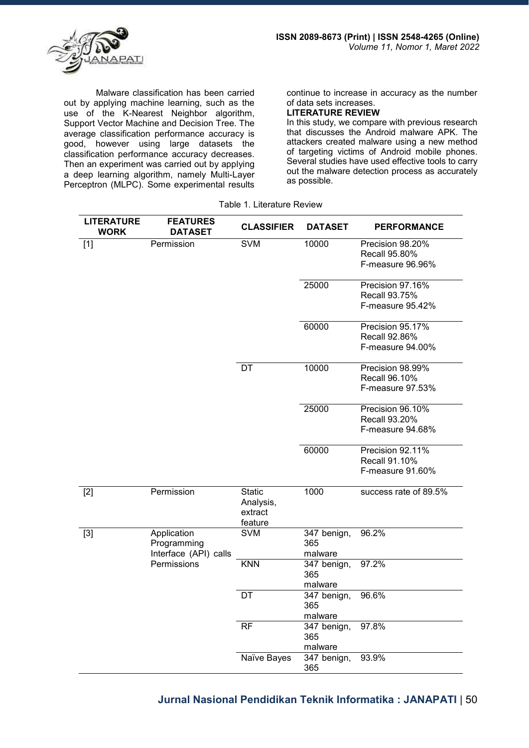Malware classification has been carried out by applying machine learning, such as the use of the K-Nearest Neighbor algorithm, Support Vector Machine and Decision Tree. The average classification performance accuracy is good, however using large datasets the classification performance accuracy decreases. Then an experiment was carried out by applying a deep learning algorithm, namely Multi-Layer Perceptron (MLPC). Some experimental results continue to increase in accuracy as the number of data sets increases.

## LITERATURE REVIEW

In this study, we compare with previous research that discusses the Android malware APK. The attackers created malware using a new method of targeting victims of Android mobile phones. Several studies have used effective tools to carry out the malware detection process as accurately as possible.

Table 1. Literature Review

| LITERATURE WORK | FEATURES DATASET | CLASSIFIER | DATASET | PERFORMANCE |
|---|---|---|---|---|
| [1] | Permission | SVM | 10000 | Precision 98.20%<br>Recall 95.80%<br>F-measure 96.96% |
| | | | 25000 | Precision 97.16%<br>Recall 93.75%<br>F-measure 95.42% |
| | | | 60000 | Precision 95.17%<br>Recall 92.86%<br>F-measure 94.00% |
| | | DT | 10000 | Precision 98.99%<br>Recall 96.10%<br>F-measure 97.53% |
| | | | 25000 | Precision 96.10%<br>Recall 93.20%<br>F-measure 94.68% |
| | | | 60000 | Precision 92.11%<br>Recall 91.10%<br>F-measure 91.60% |
| [2] | Permission | Static Analysis, extract feature | 1000 | success rate of 89.5% |
| [3] | Application Programming Interface (API) calls Permissions | SVM | 347 benign, 365 malware | 96.2% |
| | | KNN | 347 benign, 365 malware | 97.2% |
| | | DT | 347 benign, 365 malware | 96.6% |
| | | RF | 347 benign, 365 malware | 97.8% |
| | | Naïve Bayes | 347 benign, 365 | 93.9% |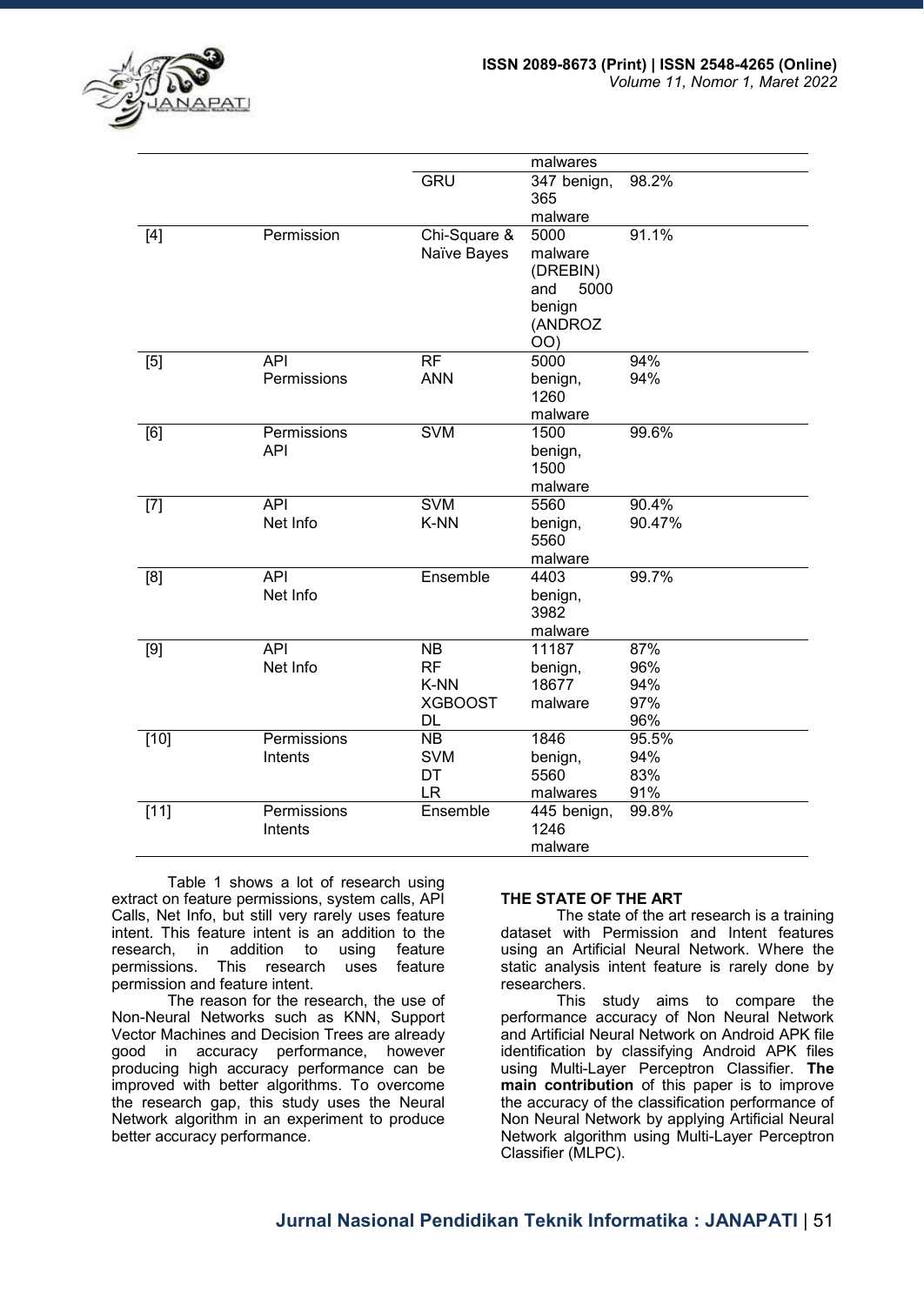| | | | malwares | |
|---|---|---|---|---|
| | | GRU | 347 benign, 365 malware | 98.2% |
| [4] | Permission | Chi-Square & Naïve Bayes | 5000 malware (DREBIN) and 5000 benign (ANDROZOO) | 91.1% |
| [5] | API<br>Permissions | RF<br>ANN | 5000 benign, 1260 malware | 94%<br>94% |
| [6] | Permissions<br>API | SVM | 1500 benign, 1500 malware | 99.6% |
| [7] | API<br>Net Info | SVM<br>K-NN | 5560 benign, 5560 malware | 90.4%<br>90.47% |
| [8] | API<br>Net Info | Ensemble | 4403 benign, 3982 malware | 99.7% |
| [9] | API<br>Net Info | NB<br>RF<br>K-NN<br>XGBOOST<br>DL | 11187 benign, 18677 malware | 87%<br>96%<br>94%<br>97%<br>96% |
| [10] | Permissions<br>Intents | NB<br>SVM<br>DT<br>LR | 1846 benign, 5560 malwares | 95.5%<br>94%<br>83%<br>91% |
| [11] | Permissions<br>Intents | Ensemble | 445 benign, 1246 malware | 99.8% |

Table 1 shows a lot of research using extract on feature permissions, system calls, API Calls, Net Info, but still very rarely uses feature intent. This feature intent is an addition to the research, in addition to using feature permissions. This research uses feature permission and feature intent.

The reason for the research, the use of Non-Neural Networks such as KNN, Support Vector Machines and Decision Trees are already good in accuracy performance, however producing high accuracy performance can be improved with better algorithms. To overcome the research gap, this study uses the Neural Network algorithm in an experiment to produce better accuracy performance.

## THE STATE OF THE ART

The state of the art research is a training dataset with Permission and Intent features using an Artificial Neural Network. Where the static analysis intent feature is rarely done by researchers.

This study aims to compare the performance accuracy of Non Neural Network and Artificial Neural Network on Android APK file identification by classifying Android APK files using Multi-Layer Perceptron Classifier. **The main contribution** of this paper is to improve the accuracy of the classification performance of Non Neural Network by applying Artificial Neural Network algorithm using Multi-Layer Perceptron Classifier (MLPC).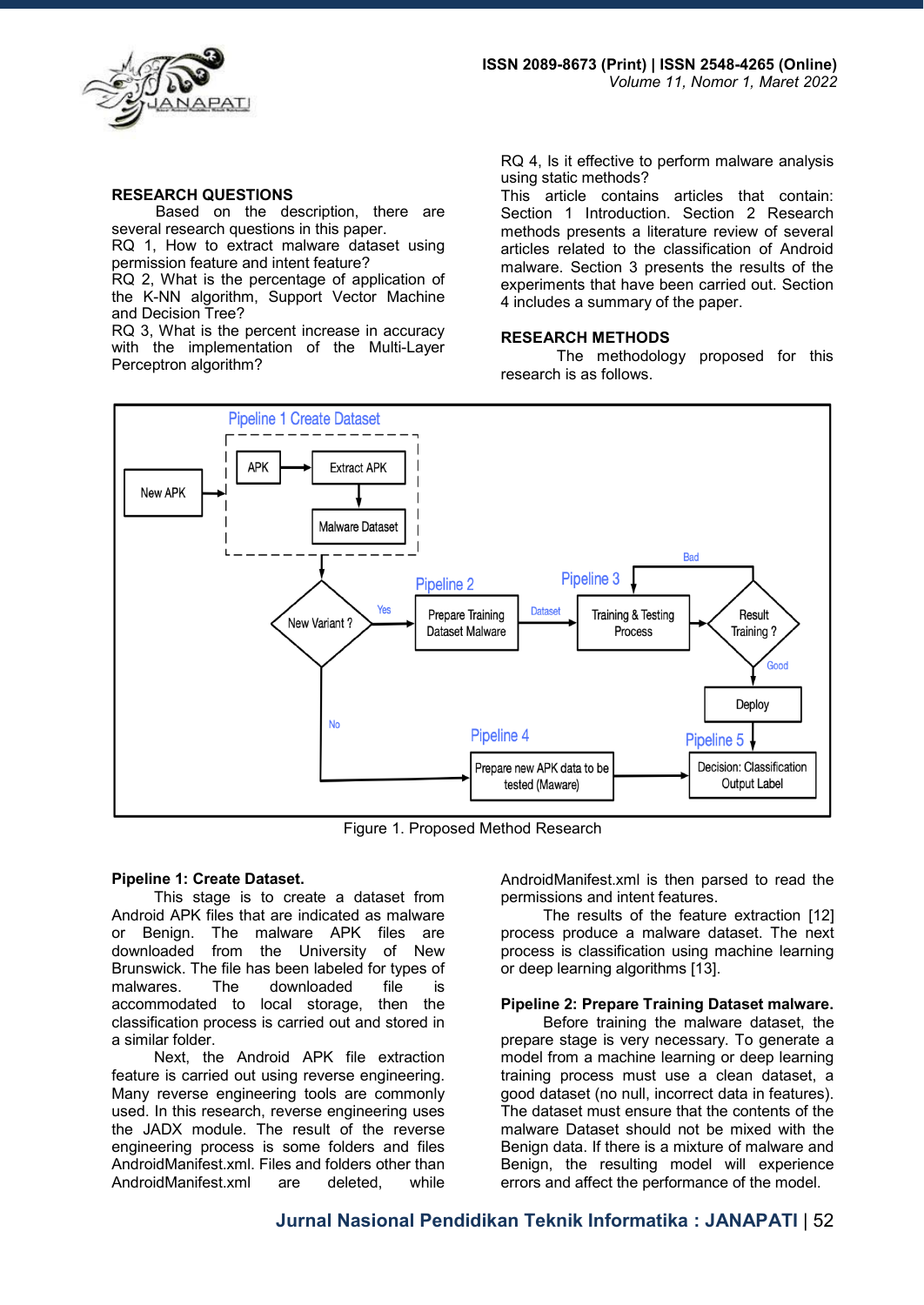## RESEARCH QUESTIONS

Based on the description, there are several research questions in this paper.

RQ 1, How to extract malware dataset using permission feature and intent feature?

RQ 2, What is the percentage of application of the K-NN algorithm, Support Vector Machine and Decision Tree?

RQ 3, What is the percent increase in accuracy with the implementation of the Multi-Layer Perceptron algorithm?

RQ 4, Is it effective to perform malware analysis using static methods?

This article contains articles that contain: Section 1 Introduction. Section 2 Research methods presents a literature review of several articles related to the classification of Android malware. Section 3 presents the results of the experiments that have been carried out. Section 4 includes a summary of the paper.

## RESEARCH METHODS

The methodology proposed for this research is as follows.

Figure 1. Proposed Method Research

### Pipeline 1: Create Dataset.

This stage is to create a dataset from Android APK files that are indicated as malware or Benign. The malware APK files are downloaded from the University of New Brunswick. The file has been labeled for types of malwares. The downloaded file is accommodated to local storage, then the classification process is carried out and stored in a similar folder.

Next, the Android APK file extraction feature is carried out using reverse engineering. Many reverse engineering tools are commonly used. In this research, reverse engineering uses the JADX module. The result of the reverse engineering process is some folders and files AndroidManifest.xml. Files and folders other than AndroidManifest.xml are deleted, while AndroidManifest.xml is then parsed to read the permissions and intent features.

The results of the feature extraction [12] process produce a malware dataset. The next process is classification using machine learning or deep learning algorithms [13].

### Pipeline 2: Prepare Training Dataset malware.

Before training the malware dataset, the prepare stage is very necessary. To generate a model from a machine learning or deep learning training process must use a clean dataset, a good dataset (no null, incorrect data in features). The dataset must ensure that the contents of the malware Dataset should not be mixed with the Benign data. If there is a mixture of malware and Benign, the resulting model will experience errors and affect the performance of the model.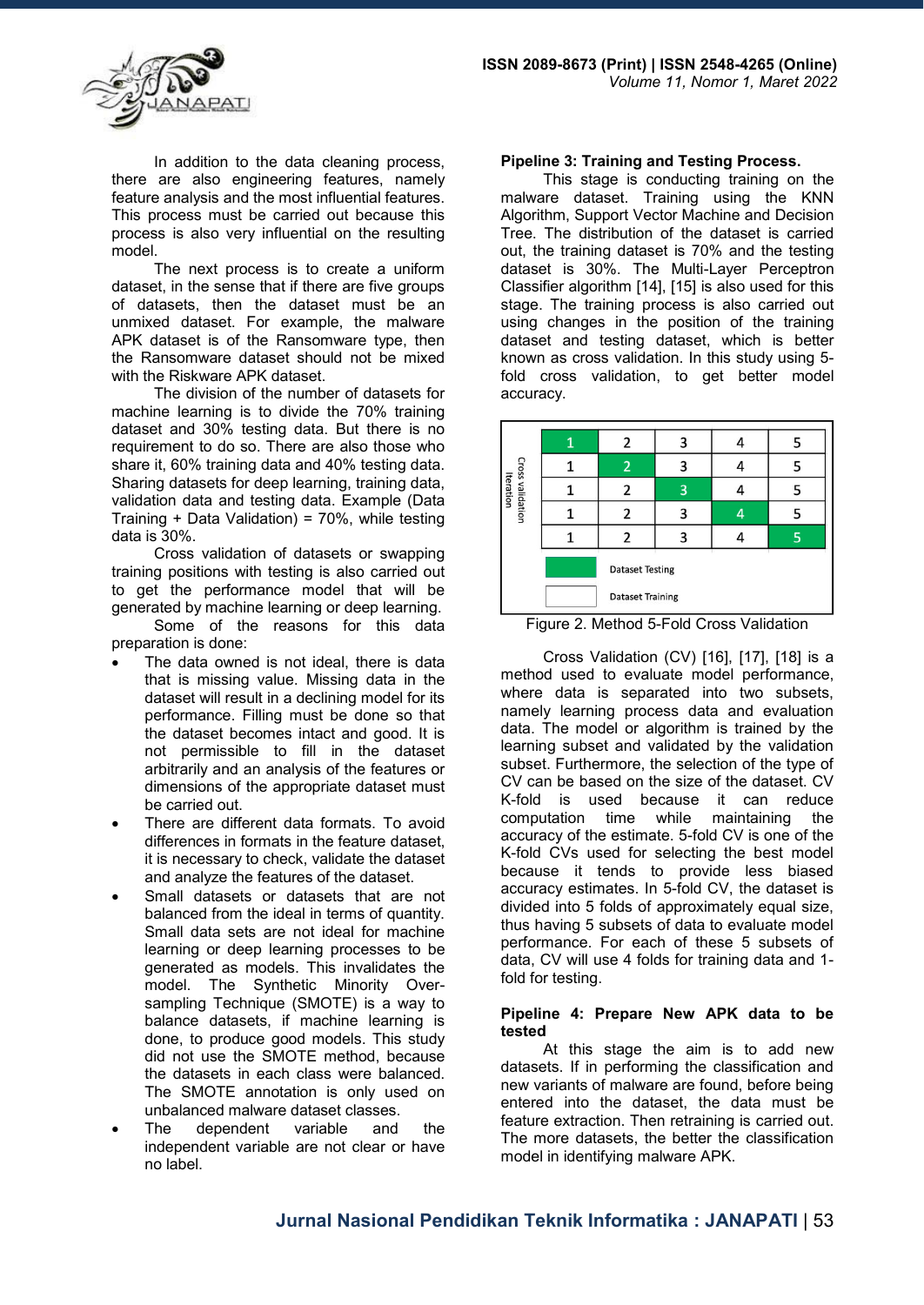In addition to the data cleaning process, there are also engineering features, namely feature analysis and the most influential features. This process must be carried out because this process is also very influential on the resulting model.

The next process is to create a uniform dataset, in the sense that if there are five groups of datasets, then the dataset must be an unmixed dataset. For example, the malware APK dataset is of the Ransomware type, then the Ransomware dataset should not be mixed with the Riskware APK dataset.

The division of the number of datasets for machine learning is to divide the 70% training dataset and 30% testing data. But there is no requirement to do so. There are also those who share it, 60% training data and 40% testing data. Sharing datasets for deep learning, training data, validation data and testing data. Example (Data Training + Data Validation) = 70%, while testing data is 30%.

Cross validation of datasets or swapping training positions with testing is also carried out to get the performance model that will be generated by machine learning or deep learning.

Some of the reasons for this data preparation is done:

- The data owned is not ideal, there is data that is missing value. Missing data in the dataset will result in a declining model for its performance. Filling must be done so that the dataset becomes intact and good. It is not permissible to fill in the dataset arbitrarily and an analysis of the features or dimensions of the appropriate dataset must be carried out.
- There are different data formats. To avoid differences in formats in the feature dataset, it is necessary to check, validate the dataset and analyze the features of the dataset.
- Small datasets or datasets that are not balanced from the ideal in terms of quantity. Small data sets are not ideal for machine learning or deep learning processes to be generated as models. This invalidates the model. The Synthetic Minority Over-sampling Technique (SMOTE) is a way to balance datasets, if machine learning is done, to produce good models. This study did not use the SMOTE method, because the datasets in each class were balanced. The SMOTE annotation is only used on unbalanced malware dataset classes.
- The dependent variable and the independent variable are not clear or have no label.

**Pipeline 3: Training and Testing Process.**

This stage is conducting training on the malware dataset. Training using the KNN Algorithm, Support Vector Machine and Decision Tree. The distribution of the dataset is carried out, the training dataset is 70% and the testing dataset is 30%. The Multi-Layer Perceptron Classifier algorithm [14], [15] is also used for this stage. The training process is also carried out using changes in the position of the training dataset and testing dataset, which is better known as cross validation. In this study using 5-fold cross validation, to get better model accuracy.

| Cross validation Iteration | | | | | |
|---|---|---|---|---|---|
| | **1** | 2 | 3 | 4 | 5 |
| | 1 | **2** | 3 | 4 | 5 |
| | 1 | 2 | **3** | 4 | 5 |
| | 1 | 2 | 3 | **4** | 5 |
| | 1 | 2 | 3 | 4 | **5** |

(Highlighted cell: Dataset Testing; other cells: Dataset Training)

Figure 2. Method 5-Fold Cross Validation

Cross Validation (CV) [16], [17], [18] is a method used to evaluate model performance, where data is separated into two subsets, namely learning process data and evaluation data. The model or algorithm is trained by the learning subset and validated by the validation subset. Furthermore, the selection of the type of CV can be based on the size of the dataset. CV K-fold is used because it can reduce computation time while maintaining the accuracy of the estimate. 5-fold CV is one of the K-fold CVs used for selecting the best model because it tends to provide less biased accuracy estimates. In 5-fold CV, the dataset is divided into 5 folds of approximately equal size, thus having 5 subsets of data to evaluate model performance. For each of these 5 subsets of data, CV will use 4 folds for training data and 1-fold for testing.

**Pipeline 4: Prepare New APK data to be tested**

At this stage the aim is to add new datasets. If in performing the classification and new variants of malware are found, before being entered into the dataset, the data must be feature extraction. Then retraining is carried out. The more datasets, the better the classification model in identifying malware APK.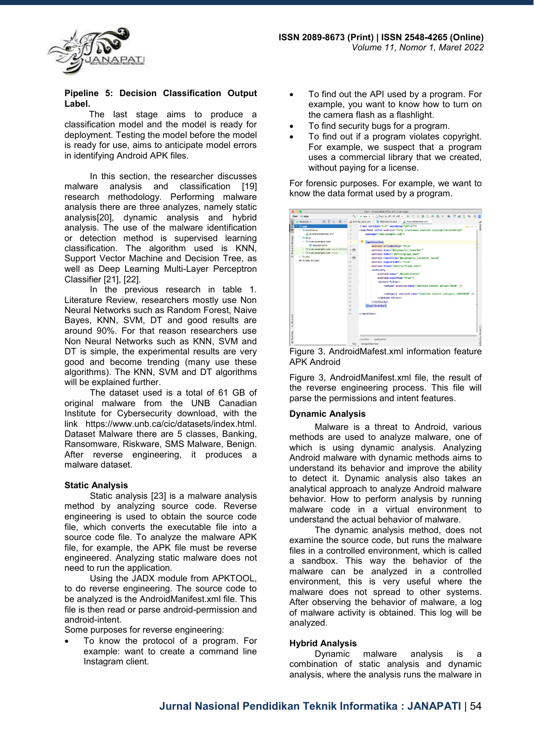**Pipeline 5: Decision Classification Output Label.**

The last stage aims to produce a classification model and the model is ready for deployment. Testing the model before the model is ready for use, aims to anticipate model errors in identifying Android APK files.

In this section, the researcher discusses malware analysis and classification [19] research methodology. Performing malware analysis there are three analyzes, namely static analysis[20], dynamic analysis and hybrid analysis. The use of the malware identification or detection method is supervised learning classification. The algorithm used is KNN, Support Vector Machine and Decision Tree, as well as Deep Learning Multi-Layer Perceptron Classifier [21], [22].

In the previous research in table 1. Literature Review, researchers mostly use Non Neural Networks such as Random Forest, Naive Bayes, KNN, SVM, DT and good results are around 90%. For that reason researchers use Non Neural Networks such as KNN, SVM and DT is simple, the experimental results are very good and become trending (many use these algorithms). The KNN, SVM and DT algorithms will be explained further.

The dataset used is a total of 61 GB of original malware from the UNB Canadian Institute for Cybersecurity download, with the link https://www.unb.ca/cic/datasets/index.html. Dataset Malware there are 5 classes, Banking, Ransomware, Riskware, SMS Malware, Benign. After reverse engineering, it produces a malware dataset.

**Static Analysis**

Static analysis [23] is a malware analysis method by analyzing source code. Reverse engineering is used to obtain the source code file, which converts the executable file into a source code file. To analyze the malware APK file, for example, the APK file must be reverse engineered. Analyzing static malware does not need to run the application.

Using the JADX module from APKTOOL, to do reverse engineering. The source code to be analyzed is the AndroidManifest.xml file. This file is then read or parse android-permission and android-intent.

Some purposes for reverse engineering:

- To know the protocol of a program. For example: want to create a command line Instagram client.
- To find out the API used by a program. For example, you want to know how to turn on the camera flash as a flashlight.
- To find security bugs for a program.
- To find out if a program violates copyright. For example, we suspect that a program uses a commercial library that we created, without paying for a license.

For forensic purposes. For example, we want to know the data format used by a program.

Figure 3. AndroidMafest.xml information feature APK Android

Figure 3, AndroidManifest.xml file, the result of the reverse engineering process. This file will parse the permissions and intent features.

**Dynamic Analysis**

Malware is a threat to Android, various methods are used to analyze malware, one of which is using dynamic analysis. Analyzing Android malware with dynamic methods aims to understand its behavior and improve the ability to detect it. Dynamic analysis also takes an analytical approach to analyze Android malware behavior. How to perform analysis by running malware code in a virtual environment to understand the actual behavior of malware.

The dynamic analysis method, does not examine the source code, but runs the malware files in a controlled environment, which is called a sandbox. This way the behavior of the malware can be analyzed in a controlled environment, this is very useful where the malware does not spread to other systems. After observing the behavior of malware, a log of malware activity is obtained. This log will be analyzed.

**Hybrid Analysis**

Dynamic malware analysis is a combination of static analysis and dynamic analysis, where the analysis runs the malware in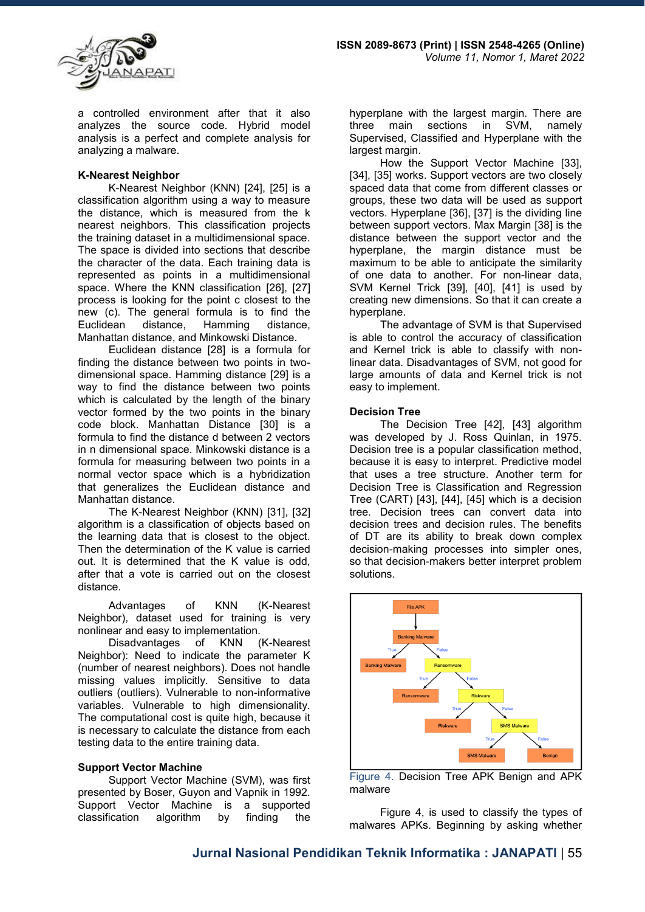a controlled environment after that it also analyzes the source code. Hybrid model analysis is a perfect and complete analysis for analyzing a malware.

### K-Nearest Neighbor

K-Nearest Neighbor (KNN) [24], [25] is a classification algorithm using a way to measure the distance, which is measured from the k nearest neighbors. This classification projects the training dataset in a multidimensional space. The space is divided into sections that describe the character of the data. Each training data is represented as points in a multidimensional space. Where the KNN classification [26], [27] process is looking for the point c closest to the new (c). The general formula is to find the Euclidean distance, Hamming distance, Manhattan distance, and Minkowski Distance.

Euclidean distance [28] is a formula for finding the distance between two points in two-dimensional space. Hamming distance [29] is a way to find the distance between two points which is calculated by the length of the binary vector formed by the two points in the binary code block. Manhattan Distance [30] is a formula to find the distance d between 2 vectors in n dimensional space. Minkowski distance is a formula for measuring between two points in a normal vector space which is a hybridization that generalizes the Euclidean distance and Manhattan distance.

The K-Nearest Neighbor (KNN) [31], [32] algorithm is a classification of objects based on the learning data that is closest to the object. Then the determination of the K value is carried out. It is determined that the K value is odd, after that a vote is carried out on the closest distance.

Advantages of KNN (K-Nearest Neighbor), dataset used for training is very nonlinear and easy to implementation.

Disadvantages of KNN (K-Nearest Neighbor): Need to indicate the parameter K (number of nearest neighbors). Does not handle missing values implicitly. Sensitive to data outliers (outliers). Vulnerable to non-informative variables. Vulnerable to high dimensionality. The computational cost is quite high, because it is necessary to calculate the distance from each testing data to the entire training data.

### Support Vector Machine

Support Vector Machine (SVM), was first presented by Boser, Guyon and Vapnik in 1992. Support Vector Machine is a supported classification algorithm by finding the hyperplane with the largest margin. There are three main sections in SVM, namely Supervised, Classified and Hyperplane with the largest margin.

How the Support Vector Machine [33], [34], [35] works. Support vectors are two closely spaced data that come from different classes or groups, these two data will be used as support vectors. Hyperplane [36], [37] is the dividing line between support vectors. Max Margin [38] is the distance between the support vector and the hyperplane, the margin distance must be maximum to be able to anticipate the similarity of one data to another. For non-linear data, SVM Kernel Trick [39], [40], [41] is used by creating new dimensions. So that it can create a hyperplane.

The advantage of SVM is that Supervised is able to control the accuracy of classification and Kernel trick is able to classify with non-linear data. Disadvantages of SVM, not good for large amounts of data and Kernel trick is not easy to implement.

### Decision Tree

The Decision Tree [42], [43] algorithm was developed by J. Ross Quinlan, in 1975. Decision tree is a popular classification method, because it is easy to interpret. Predictive model that uses a tree structure. Another term for Decision Tree is Classification and Regression Tree (CART) [43], [44], [45] which is a decision tree. Decision trees can convert data into decision trees and decision rules. The benefits of DT are its ability to break down complex decision-making processes into simpler ones, so that decision-makers better interpret problem solutions.

Figure 4. Decision Tree APK Benign and APK malware

Figure 4, is used to classify the types of malwares APKs. Beginning by asking whether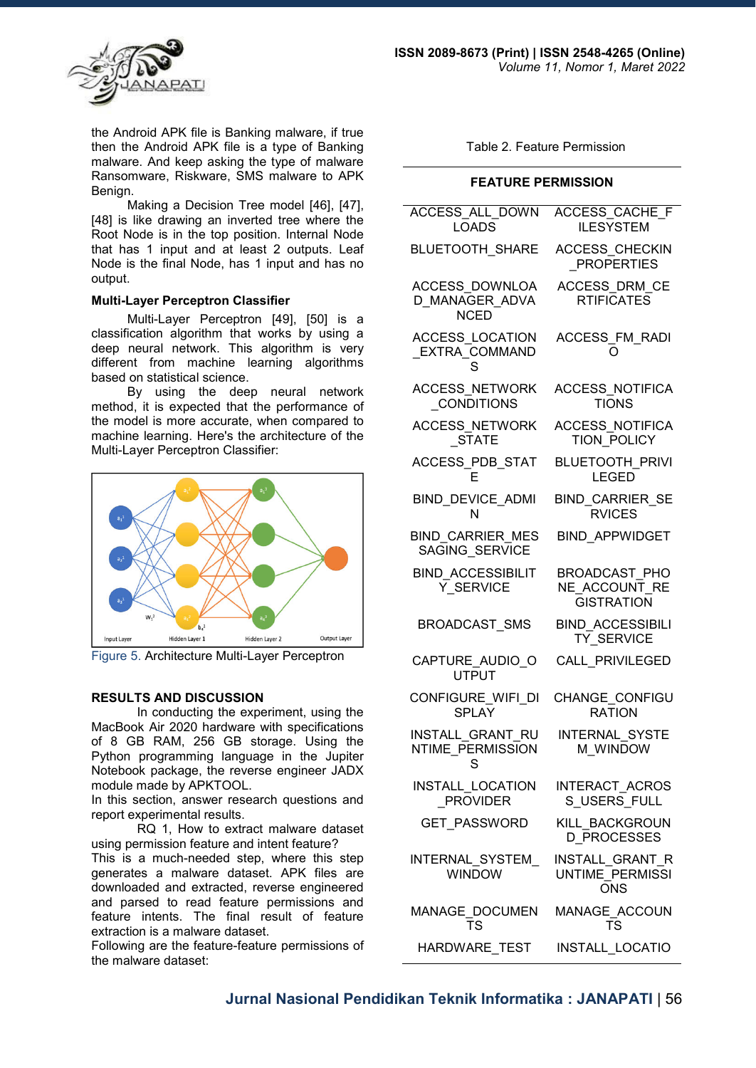the Android APK file is Banking malware, if true then the Android APK file is a type of Banking malware. And keep asking the type of malware Ransomware, Riskware, SMS malware to APK Benign.

Making a Decision Tree model [46], [47], [48] is like drawing an inverted tree where the Root Node is in the top position. Internal Node that has 1 input and at least 2 outputs. Leaf Node is the final Node, has 1 input and has no output.

### Multi-Layer Perceptron Classifier

Multi-Layer Perceptron [49], [50] is a classification algorithm that works by using a deep neural network. This algorithm is very different from machine learning algorithms based on statistical science.

By using the deep neural network method, it is expected that the performance of the model is more accurate, when compared to machine learning. Here's the architecture of the Multi-Layer Perceptron Classifier:

Figure 5. Architecture Multi-Layer Perceptron

## RESULTS AND DISCUSSION

In conducting the experiment, using the MacBook Air 2020 hardware with specifications of 8 GB RAM, 256 GB storage. Using the Python programming language in the Jupiter Notebook package, the reverse engineer JADX module made by APKTOOL.

In this section, answer research questions and report experimental results.

RQ 1, How to extract malware dataset using permission feature and intent feature?

This is a much-needed step, where this step generates a malware dataset. APK files are downloaded and extracted, reverse engineered and parsed to read feature permissions and feature intents. The final result of feature extraction is a malware dataset.

Following are the feature-feature permissions of the malware dataset:

Table 2. Feature Permission

| FEATURE PERMISSION | |
|---|---|
| ACCESS_ALL_DOWNLOADS | ACCESS_CACHE_FILESYSTEM |
| BLUETOOTH_SHARE | ACCESS_CHECKIN_PROPERTIES |
| ACCESS_DOWNLOAD_MANAGER_ADVANCED | ACCESS_DRM_CERTIFICATES |
| ACCESS_LOCATION_EXTRA_COMMANDS | ACCESS_FM_RADIO |
| ACCESS_NETWORK_CONDITIONS | ACCESS_NOTIFICATIONS |
| ACCESS_NETWORK_STATE | ACCESS_NOTIFICATION_POLICY |
| ACCESS_PDB_STATE | BLUETOOTH_PRIVILEGED |
| BIND_DEVICE_ADMIN | BIND_CARRIER_SERVICES |
| BIND_CARRIER_MESSAGING_SERVICE | BIND_APPWIDGET |
| BIND_ACCESSIBILITY_SERVICE | BROADCAST_PHONE_ACCOUNT_REGISTRATION |
| BROADCAST_SMS | BIND_ACCESSIBILITY_SERVICE |
| CAPTURE_AUDIO_OUTPUT | CALL_PRIVILEGED |
| CONFIGURE_WIFI_DISPLAY | CHANGE_CONFIGURATION |
| INSTALL_GRANT_RUNTIME_PERMISSIONS | INTERNAL_SYSTEM_WINDOW |
| INSTALL_LOCATION_PROVIDER | INTERACT_ACROSS_USERS_FULL |
| GET_PASSWORD | KILL_BACKGROUND_PROCESSES |
| INTERNAL_SYSTEM_WINDOW | INSTALL_GRANT_RUNTIME_PERMISSIONS |
| MANAGE_DOCUMENTS | MANAGE_ACCOUNTS |
| HARDWARE_TEST | INSTALL_LOCATIO |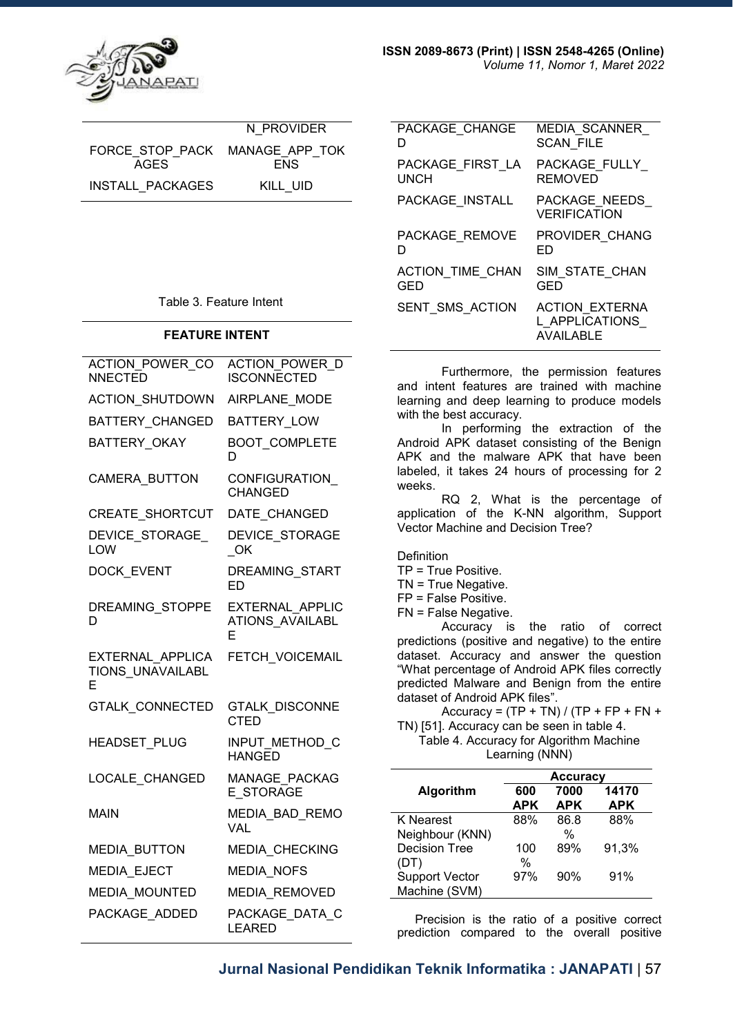| | N_PROVIDER |
|---|---|
| FORCE_STOP_PACKAGES | MANAGE_APP_TOKENS |
| INSTALL_PACKAGES | KILL_UID |

Table 3. Feature Intent

| FEATURE INTENT | |
|---|---|
| ACTION_POWER_CONNECTED | ACTION_POWER_DISCONNECTED |
| ACTION_SHUTDOWN | AIRPLANE_MODE |
| BATTERY_CHANGED | BATTERY_LOW |
| BATTERY_OKAY | BOOT_COMPLETED |
| CAMERA_BUTTON | CONFIGURATION_CHANGED |
| CREATE_SHORTCUT | DATE_CHANGED |
| DEVICE_STORAGE_LOW | DEVICE_STORAGE_OK |
| DOCK_EVENT | DREAMING_STARTED |
| DREAMING_STOPPED | EXTERNAL_APPLICATIONS_AVAILABLE |
| EXTERNAL_APPLICATIONS_UNAVAILABLE | FETCH_VOICEMAIL |
| GTALK_CONNECTED | GTALK_DISCONNECTED |
| HEADSET_PLUG | INPUT_METHOD_CHANGED |
| LOCALE_CHANGED | MANAGE_PACKAGE_STORAGE |
| MAIN | MEDIA_BAD_REMOVAL |
| MEDIA_BUTTON | MEDIA_CHECKING |
| MEDIA_EJECT | MEDIA_NOFS |
| MEDIA_MOUNTED | MEDIA_REMOVED |
| PACKAGE_ADDED | PACKAGE_DATA_CLEARED |
| PACKAGE_CHANGED | MEDIA_SCANNER_SCAN_FILE |
| PACKAGE_FIRST_LAUNCH | PACKAGE_FULLY_REMOVED |
| PACKAGE_INSTALL | PACKAGE_NEEDS_VERIFICATION |
| PACKAGE_REMOVED | PROVIDER_CHANGED |
| ACTION_TIME_CHANGED | SIM_STATE_CHANGED |
| SENT_SMS_ACTION | ACTION_EXTERNAL_APPLICATIONS_AVAILABLE |

Furthermore, the permission features and intent features are trained with machine learning and deep learning to produce models with the best accuracy.

In performing the extraction of the Android APK dataset consisting of the Benign APK and the malware APK that have been labeled, it takes 24 hours of processing for 2 weeks.

RQ 2, What is the percentage of application of the K-NN algorithm, Support Vector Machine and Decision Tree?

Definition
TP = True Positive.
TN = True Negative.
FP = False Positive.
FN = False Negative.

Accuracy is the ratio of correct predictions (positive and negative) to the entire dataset. Accuracy and answer the question "What percentage of Android APK files correctly predicted Malware and Benign from the entire dataset of Android APK files".

Accuracy = (TP + TN) / (TP + FP + FN + TN) [51]. Accuracy can be seen in table 4.

Table 4. Accuracy for Algorithm Machine Learning (NNN)

| Algorithm | Accuracy | | |
|---|---|---|---|
| | 600 APK | 7000 APK | 14170 APK |
| K Nearest Neighbour (KNN) | 88% | 86.8 % | 88% |
| Decision Tree (DT) | 100 % | 89% | 91,3% |
| Support Vector Machine (SVM) | 97% | 90% | 91% |

Precision is the ratio of a positive correct prediction compared to the overall positive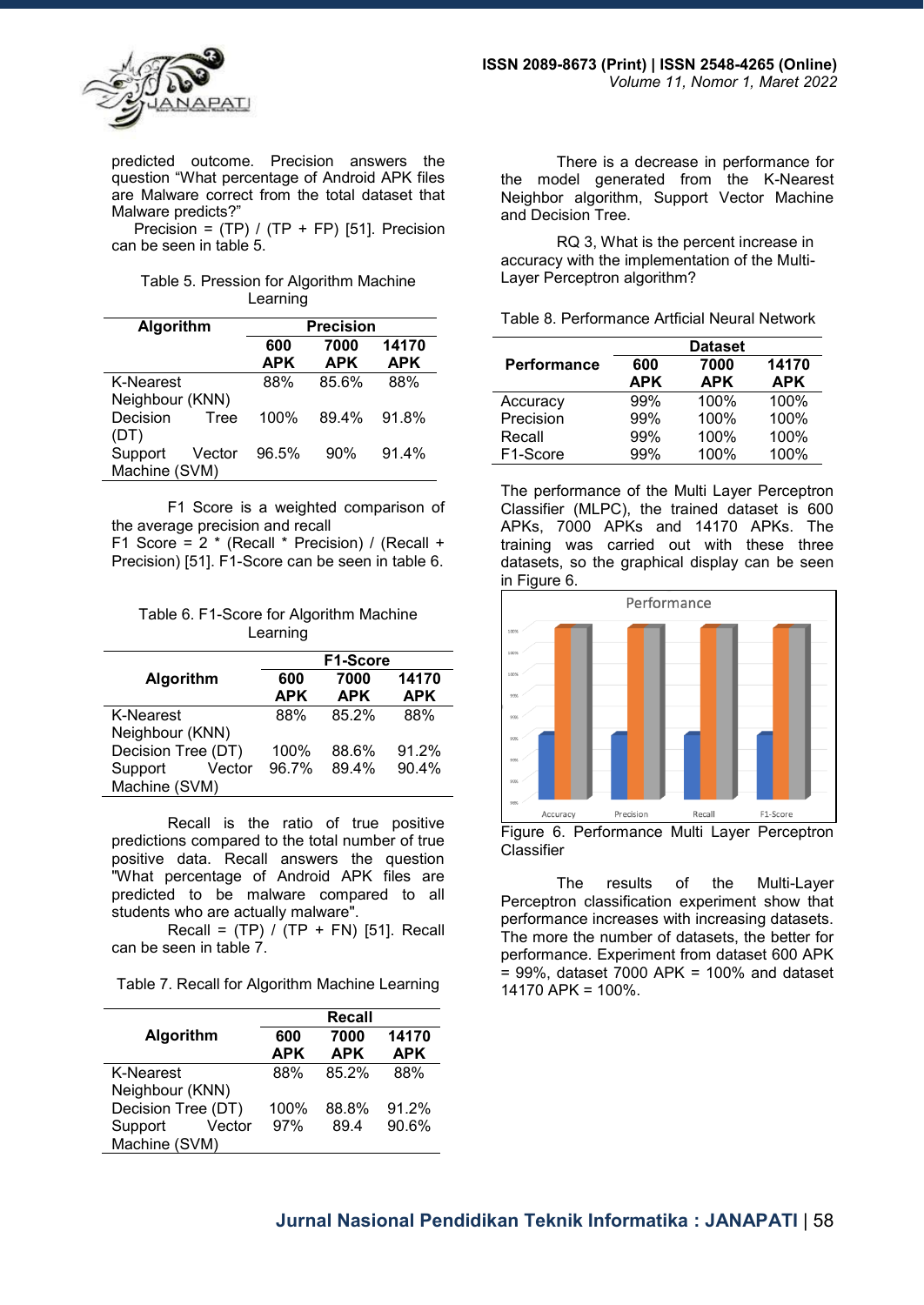predicted outcome. Precision answers the question "What percentage of Android APK files are Malware correct from the total dataset that Malware predicts?"

Precision = (TP) / (TP + FP) [51]. Precision can be seen in table 5.

Table 5. Pression for Algorithm Machine Learning

| Algorithm | Precision | | |
|---|---|---|---|
| | 600 APK | 7000 APK | 14170 APK |
| K-Nearest Neighbour (KNN) | 88% | 85.6% | 88% |
| Decision Tree (DT) | 100% | 89.4% | 91.8% |
| Support Vector Machine (SVM) | 96.5% | 90% | 91.4% |

F1 Score is a weighted comparison of the average precision and recall

F1 Score = 2 * (Recall * Precision) / (Recall + Precision) [51]. F1-Score can be seen in table 6.

Table 6. F1-Score for Algorithm Machine Learning

| Algorithm | F1-Score | | |
|---|---|---|---|
| | 600 APK | 7000 APK | 14170 APK |
| K-Nearest Neighbour (KNN) | 88% | 85.2% | 88% |
| Decision Tree (DT) | 100% | 88.6% | 91.2% |
| Support Vector Machine (SVM) | 96.7% | 89.4% | 90.4% |

Recall is the ratio of true positive predictions compared to the total number of true positive data. Recall answers the question "What percentage of Android APK files are predicted to be malware compared to all students who are actually malware".

Recall = (TP) / (TP + FN) [51]. Recall can be seen in table 7.

Table 7. Recall for Algorithm Machine Learning

| Algorithm | Recall | | |
|---|---|---|---|
| | 600 APK | 7000 APK | 14170 APK |
| K-Nearest Neighbour (KNN) | 88% | 85.2% | 88% |
| Decision Tree (DT) | 100% | 88.8% | 91.2% |
| Support Vector Machine (SVM) | 97% | 89.4 | 90.6% |

There is a decrease in performance for the model generated from the K-Nearest Neighbor algorithm, Support Vector Machine and Decision Tree.

RQ 3, What is the percent increase in accuracy with the implementation of the Multi-Layer Perceptron algorithm?

Table 8. Performance Artficial Neural Network

| Performance | Dataset | | |
|---|---|---|---|
| | 600 APK | 7000 APK | 14170 APK |
| Accuracy | 99% | 100% | 100% |
| Precision | 99% | 100% | 100% |
| Recall | 99% | 100% | 100% |
| F1-Score | 99% | 100% | 100% |

The performance of the Multi Layer Perceptron Classifier (MLPC), the trained dataset is 600 APKs, 7000 APKs and 14170 APKs. The training was carried out with these three datasets, so the graphical display can be seen in Figure 6.

Figure 6. Performance Multi Layer Perceptron Classifier

The results of the Multi-Layer Perceptron classification experiment show that performance increases with increasing datasets. The more the number of datasets, the better for performance. Experiment from dataset 600 APK = 99%, dataset 7000 APK = 100% and dataset 14170 APK = 100%.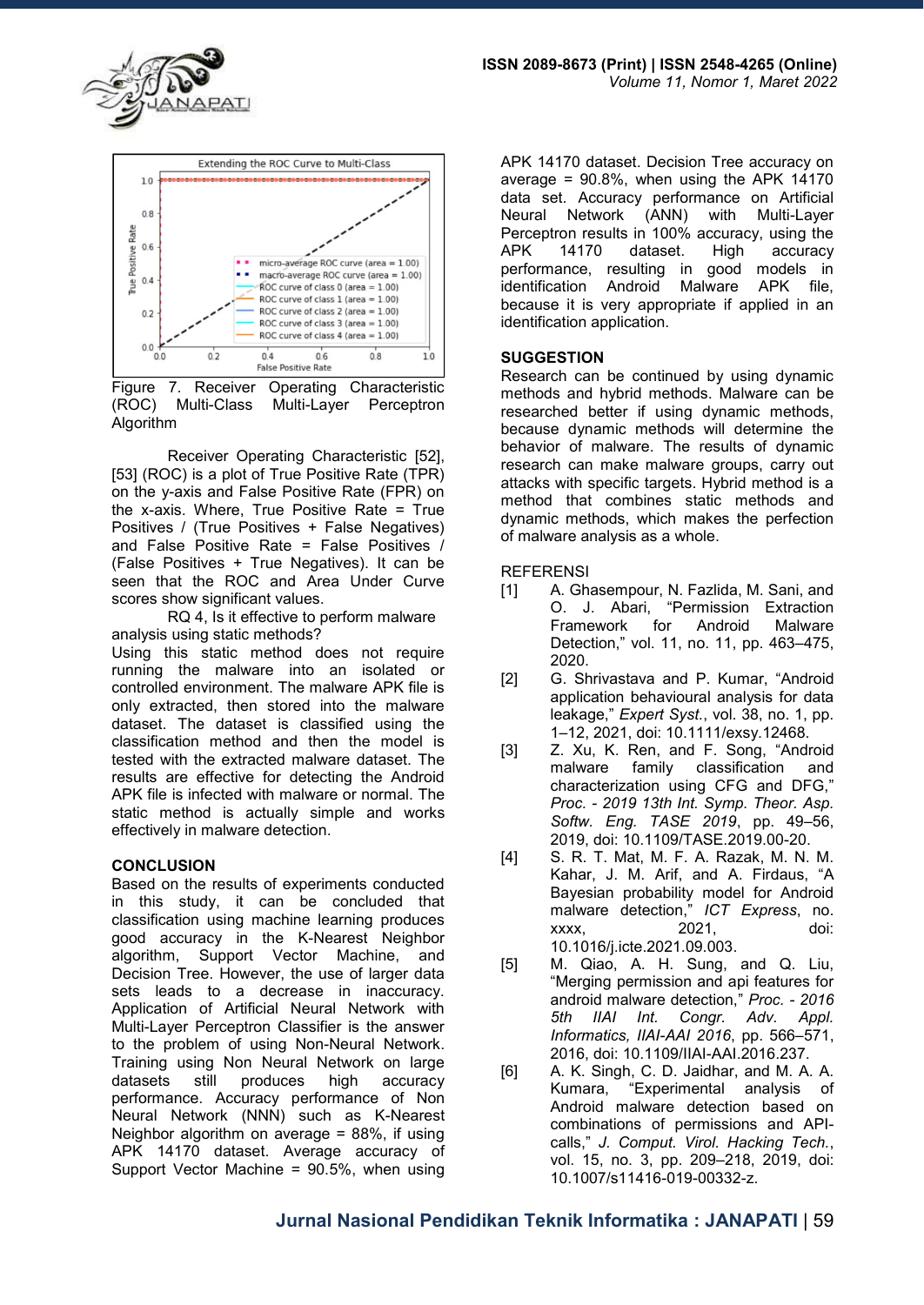Figure 7. Receiver Operating Characteristic (ROC) Multi-Class Multi-Layer Perceptron Algorithm

Receiver Operating Characteristic [52], [53] (ROC) is a plot of True Positive Rate (TPR) on the y-axis and False Positive Rate (FPR) on the x-axis. Where, True Positive Rate = True Positives / (True Positives + False Negatives) and False Positive Rate = False Positives / (False Positives + True Negatives). It can be seen that the ROC and Area Under Curve scores show significant values.

RQ 4, Is it effective to perform malware analysis using static methods?

Using this static method does not require running the malware into an isolated or controlled environment. The malware APK file is only extracted, then stored into the malware dataset. The dataset is classified using the classification method and then the model is tested with the extracted malware dataset. The results are effective for detecting the Android APK file is infected with malware or normal. The static method is actually simple and works effectively in malware detection.

## CONCLUSION

Based on the results of experiments conducted in this study, it can be concluded that classification using machine learning produces good accuracy in the K-Nearest Neighbor algorithm, Support Vector Machine, and Decision Tree. However, the use of larger data sets leads to a decrease in inaccuracy. Application of Artificial Neural Network with Multi-Layer Perceptron Classifier is the answer to the problem of using Non-Neural Network. Training using Non Neural Network on large datasets still produces high accuracy performance. Accuracy performance of Non Neural Network (NNN) such as K-Nearest Neighbor algorithm on average = 88%, if using APK 14170 dataset. Average accuracy of Support Vector Machine = 90.5%, when using APK 14170 dataset. Decision Tree accuracy on average = 90.8%, when using the APK 14170 data set. Accuracy performance on Artificial Neural Network (ANN) with Multi-Layer Perceptron results in 100% accuracy, using the APK 14170 dataset. High accuracy performance, resulting in good models in identification Android Malware APK file, because it is very appropriate if applied in an identification application.

## SUGGESTION

Research can be continued by using dynamic methods and hybrid methods. Malware can be researched better if using dynamic methods, because dynamic methods will determine the behavior of malware. The results of dynamic research can make malware groups, carry out attacks with specific targets. Hybrid method is a method that combines static methods and dynamic methods, which makes the perfection of malware analysis as a whole.

## REFERENSI

[1] A. Ghasempour, N. Fazlida, M. Sani, and O. J. Abari, "Permission Extraction Framework for Android Malware Detection," vol. 11, no. 11, pp. 463–475, 2020.

[2] G. Shrivastava and P. Kumar, "Android application behavioural analysis for data leakage," *Expert Syst.*, vol. 38, no. 1, pp. 1–12, 2021, doi: 10.1111/exsy.12468.

[3] Z. Xu, K. Ren, and F. Song, "Android malware family classification and characterization using CFG and DFG," *Proc. - 2019 13th Int. Symp. Theor. Asp. Softw. Eng. TASE 2019*, pp. 49–56, 2019, doi: 10.1109/TASE.2019.00-20.

[4] S. R. T. Mat, M. F. A. Razak, M. N. M. Kahar, J. M. Arif, and A. Firdaus, "A Bayesian probability model for Android malware detection," *ICT Express*, no. xxxx, 2021, doi: 10.1016/j.icte.2021.09.003.

[5] M. Qiao, A. H. Sung, and Q. Liu, "Merging permission and api features for android malware detection," *Proc. - 2016 5th IIAI Int. Congr. Adv. Appl. Informatics, IIAI-AAI 2016*, pp. 566–571, 2016, doi: 10.1109/IIAI-AAI.2016.237.

[6] A. K. Singh, C. D. Jaidhar, and M. A. A. Kumara, "Experimental analysis of Android malware detection based on combinations of permissions and API-calls," *J. Comput. Virol. Hacking Tech.*, vol. 15, no. 3, pp. 209–218, 2019, doi: 10.1007/s11416-019-00332-z.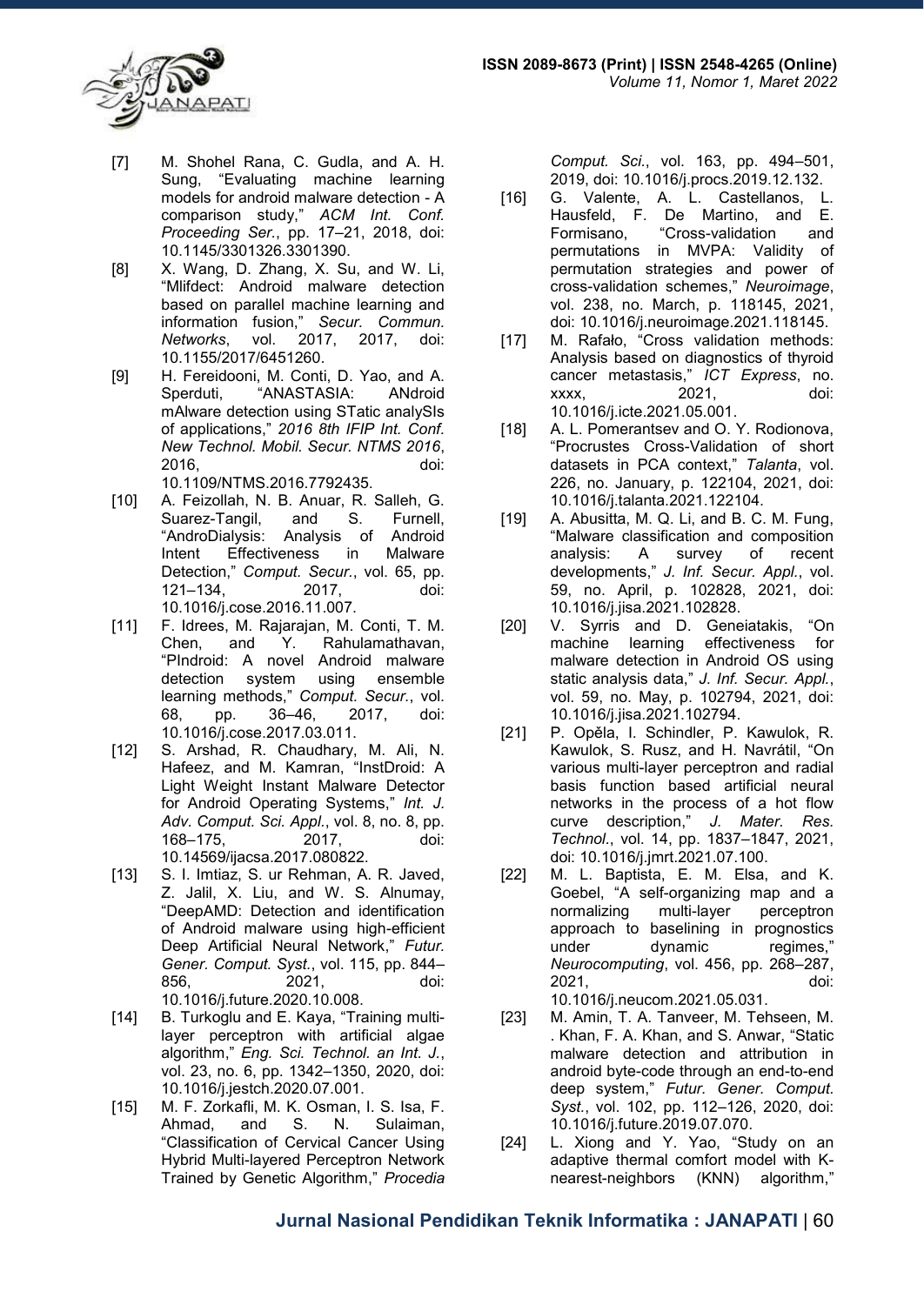[7] M. Shohel Rana, C. Gudla, and A. H. Sung, “Evaluating machine learning models for android malware detection - A comparison study,” *ACM Int. Conf. Proceeding Ser.*, pp. 17–21, 2018, doi: 10.1145/3301326.3301390.

[8] X. Wang, D. Zhang, X. Su, and W. Li, “Mlifdect: Android malware detection based on parallel machine learning and information fusion,” *Secur. Commun. Networks*, vol. 2017, 2017, doi: 10.1155/2017/6451260.

[9] H. Fereidooni, M. Conti, D. Yao, and A. Sperduti, “ANASTASIA: ANdroid mAlware detection using STatic analySIs of applications,” *2016 8th IFIP Int. Conf. New Technol. Mobil. Secur. NTMS 2016*, 2016, doi: 10.1109/NTMS.2016.7792435.

[10] A. Feizollah, N. B. Anuar, R. Salleh, G. Suarez-Tangil, and S. Furnell, “AndroDialysis: Analysis of Android Intent Effectiveness in Malware Detection,” *Comput. Secur.*, vol. 65, pp. 121–134, 2017, doi: 10.1016/j.cose.2016.11.007.

[11] F. Idrees, M. Rajarajan, M. Conti, T. M. Chen, and Y. Rahulamathavan, “PIndroid: A novel Android malware detection system using ensemble learning methods,” *Comput. Secur.*, vol. 68, pp. 36–46, 2017, doi: 10.1016/j.cose.2017.03.011.

[12] S. Arshad, R. Chaudhary, M. Ali, N. Hafeez, and M. Kamran, “InstDroid: A Light Weight Instant Malware Detector for Android Operating Systems,” *Int. J. Adv. Comput. Sci. Appl.*, vol. 8, no. 8, pp. 168–175, 2017, doi: 10.14569/ijacsa.2017.080822.

[13] S. I. Imtiaz, S. ur Rehman, A. R. Javed, Z. Jalil, X. Liu, and W. S. Alnumay, “DeepAMD: Detection and identification of Android malware using high-efficient Deep Artificial Neural Network,” *Futur. Gener. Comput. Syst.*, vol. 115, pp. 844–856, 2021, doi: 10.1016/j.future.2020.10.008.

[14] B. Turkoglu and E. Kaya, “Training multi-layer perceptron with artificial algae algorithm,” *Eng. Sci. Technol. an Int. J.*, vol. 23, no. 6, pp. 1342–1350, 2020, doi: 10.1016/j.jestch.2020.07.001.

[15] M. F. Zorkafli, M. K. Osman, I. S. Isa, F. Ahmad, and S. N. Sulaiman, “Classification of Cervical Cancer Using Hybrid Multi-layered Perceptron Network Trained by Genetic Algorithm,” *Procedia Comput. Sci.*, vol. 163, pp. 494–501, 2019, doi: 10.1016/j.procs.2019.12.132.

[16] G. Valente, A. L. Castellanos, L. Hausfeld, F. De Martino, and E. Formisano, “Cross-validation and permutations in MVPA: Validity of permutation strategies and power of cross-validation schemes,” *Neuroimage*, vol. 238, no. March, p. 118145, 2021, doi: 10.1016/j.neuroimage.2021.118145.

[17] M. Rafało, “Cross validation methods: Analysis based on diagnostics of thyroid cancer metastasis,” *ICT Express*, no. xxxx, 2021, doi: 10.1016/j.icte.2021.05.001.

[18] A. L. Pomerantsev and O. Y. Rodionova, “Procrustes Cross-Validation of short datasets in PCA context,” *Talanta*, vol. 226, no. January, p. 122104, 2021, doi: 10.1016/j.talanta.2021.122104.

[19] A. Abusitta, M. Q. Li, and B. C. M. Fung, “Malware classification and composition analysis: A survey of recent developments,” *J. Inf. Secur. Appl.*, vol. 59, no. April, p. 102828, 2021, doi: 10.1016/j.jisa.2021.102828.

[20] V. Syrris and D. Geneiatakis, “On machine learning effectiveness for malware detection in Android OS using static analysis data,” *J. Inf. Secur. Appl.*, vol. 59, no. May, p. 102794, 2021, doi: 10.1016/j.jisa.2021.102794.

[21] P. Opěla, I. Schindler, P. Kawulok, R. Kawulok, S. Rusz, and H. Navrátil, “On various multi-layer perceptron and radial basis function based artificial neural networks in the process of a hot flow curve description,” *J. Mater. Res. Technol.*, vol. 14, pp. 1837–1847, 2021, doi: 10.1016/j.jmrt.2021.07.100.

[22] M. L. Baptista, E. M. Elsa, and K. Goebel, “A self-organizing map and a normalizing multi-layer perceptron approach to baselining in prognostics under dynamic regimes,” *Neurocomputing*, vol. 456, pp. 268–287, 2021, doi: 10.1016/j.neucom.2021.05.031.

[23] M. Amin, T. A. Tanveer, M. Tehseen, M. . Khan, F. A. Khan, and S. Anwar, “Static malware detection and attribution in android byte-code through an end-to-end deep system,” *Futur. Gener. Comput. Syst.*, vol. 102, pp. 112–126, 2020, doi: 10.1016/j.future.2019.07.070.

[24] L. Xiong and Y. Yao, “Study on an adaptive thermal comfort model with K-nearest-neighbors (KNN) algorithm,”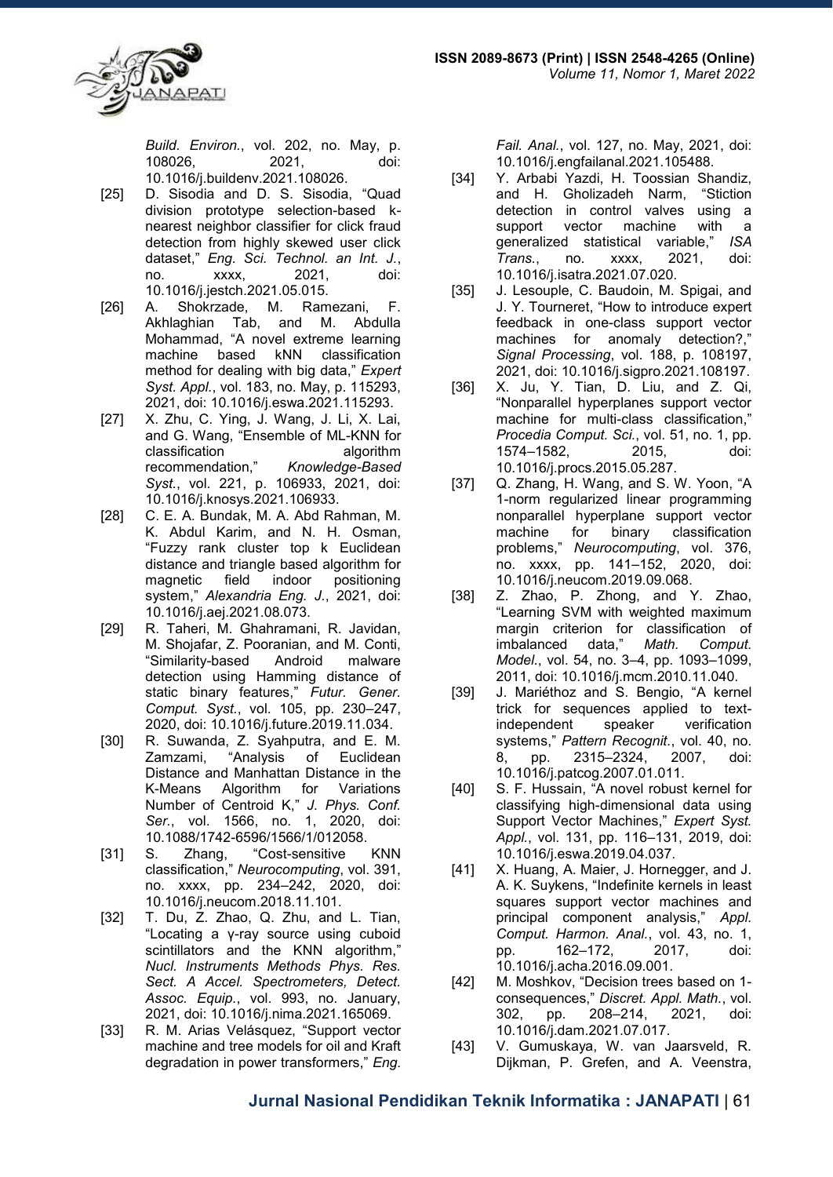*Build. Environ.*, vol. 202, no. May, p. 108026, 2021, doi: 10.1016/j.buildenv.2021.108026.

[25] D. Sisodia and D. S. Sisodia, "Quad division prototype selection-based k-nearest neighbor classifier for click fraud detection from highly skewed user click dataset," *Eng. Sci. Technol. an Int. J.*, no. xxxx, 2021, doi: 10.1016/j.jestch.2021.05.015.

[26] A. Shokrzade, M. Ramezani, F. Akhlaghian Tab, and M. Abdulla Mohammad, "A novel extreme learning machine based kNN classification method for dealing with big data," *Expert Syst. Appl.*, vol. 183, no. May, p. 115293, 2021, doi: 10.1016/j.eswa.2021.115293.

[27] X. Zhu, C. Ying, J. Wang, J. Li, X. Lai, and G. Wang, "Ensemble of ML-KNN for classification algorithm recommendation," *Knowledge-Based Syst.*, vol. 221, p. 106933, 2021, doi: 10.1016/j.knosys.2021.106933.

[28] C. E. A. Bundak, M. A. Abd Rahman, M. K. Abdul Karim, and N. H. Osman, "Fuzzy rank cluster top k Euclidean distance and triangle based algorithm for magnetic field indoor positioning system," *Alexandria Eng. J.*, 2021, doi: 10.1016/j.aej.2021.08.073.

[29] R. Taheri, M. Ghahramani, R. Javidan, M. Shojafar, Z. Pooranian, and M. Conti, "Similarity-based Android malware detection using Hamming distance of static binary features," *Futur. Gener. Comput. Syst.*, vol. 105, pp. 230–247, 2020, doi: 10.1016/j.future.2019.11.034.

[30] R. Suwanda, Z. Syahputra, and E. M. Zamzami, "Analysis of Euclidean Distance and Manhattan Distance in the K-Means Algorithm for Variations Number of Centroid K," *J. Phys. Conf. Ser.*, vol. 1566, no. 1, 2020, doi: 10.1088/1742-6596/1566/1/012058.

[31] S. Zhang, "Cost-sensitive KNN classification," *Neurocomputing*, vol. 391, no. xxxx, pp. 234–242, 2020, doi: 10.1016/j.neucom.2018.11.101.

[32] T. Du, Z. Zhao, Q. Zhu, and L. Tian, "Locating a γ-ray source using cuboid scintillators and the KNN algorithm," *Nucl. Instruments Methods Phys. Res. Sect. A Accel. Spectrometers, Detect. Assoc. Equip.*, vol. 993, no. January, 2021, doi: 10.1016/j.nima.2021.165069.

[33] R. M. Arias Velásquez, "Support vector machine and tree models for oil and Kraft degradation in power transformers," *Eng. Fail. Anal.*, vol. 127, no. May, 2021, doi: 10.1016/j.engfailanal.2021.105488.

[34] Y. Arbabi Yazdi, H. Toossian Shandiz, and H. Gholizadeh Narm, "Stiction detection in control valves using a support vector machine with a generalized statistical variable," *ISA Trans.*, no. xxxx, 2021, doi: 10.1016/j.isatra.2021.07.020.

[35] J. Lesouple, C. Baudoin, M. Spigai, and J. Y. Tourneret, "How to introduce expert feedback in one-class support vector machines for anomaly detection?," *Signal Processing*, vol. 188, p. 108197, 2021, doi: 10.1016/j.sigpro.2021.108197.

[36] X. Ju, Y. Tian, D. Liu, and Z. Qi, "Nonparallel hyperplanes support vector machine for multi-class classification," *Procedia Comput. Sci.*, vol. 51, no. 1, pp. 1574–1582, 2015, doi: 10.1016/j.procs.2015.05.287.

[37] Q. Zhang, H. Wang, and S. W. Yoon, "A 1-norm regularized linear programming nonparallel hyperplane support vector machine for binary classification problems," *Neurocomputing*, vol. 376, no. xxxx, pp. 141–152, 2020, doi: 10.1016/j.neucom.2019.09.068.

[38] Z. Zhao, P. Zhong, and Y. Zhao, "Learning SVM with weighted maximum margin criterion for classification of imbalanced data," *Math. Comput. Model.*, vol. 54, no. 3–4, pp. 1093–1099, 2011, doi: 10.1016/j.mcm.2010.11.040.

[39] J. Mariéthoz and S. Bengio, "A kernel trick for sequences applied to text-independent speaker verification systems," *Pattern Recognit.*, vol. 40, no. 8, pp. 2315–2324, 2007, doi: 10.1016/j.patcog.2007.01.011.

[40] S. F. Hussain, "A novel robust kernel for classifying high-dimensional data using Support Vector Machines," *Expert Syst. Appl.*, vol. 131, pp. 116–131, 2019, doi: 10.1016/j.eswa.2019.04.037.

[41] X. Huang, A. Maier, J. Hornegger, and J. A. K. Suykens, "Indefinite kernels in least squares support vector machines and principal component analysis," *Appl. Comput. Harmon. Anal.*, vol. 43, no. 1, pp. 162–172, 2017, doi: 10.1016/j.acha.2016.09.001.

[42] M. Moshkov, "Decision trees based on 1-consequences," *Discret. Appl. Math.*, vol. 302, pp. 208–214, 2021, doi: 10.1016/j.dam.2021.07.017.

[43] V. Gumuskaya, W. van Jaarsveld, R. Dijkman, P. Grefen, and A. Veenstra,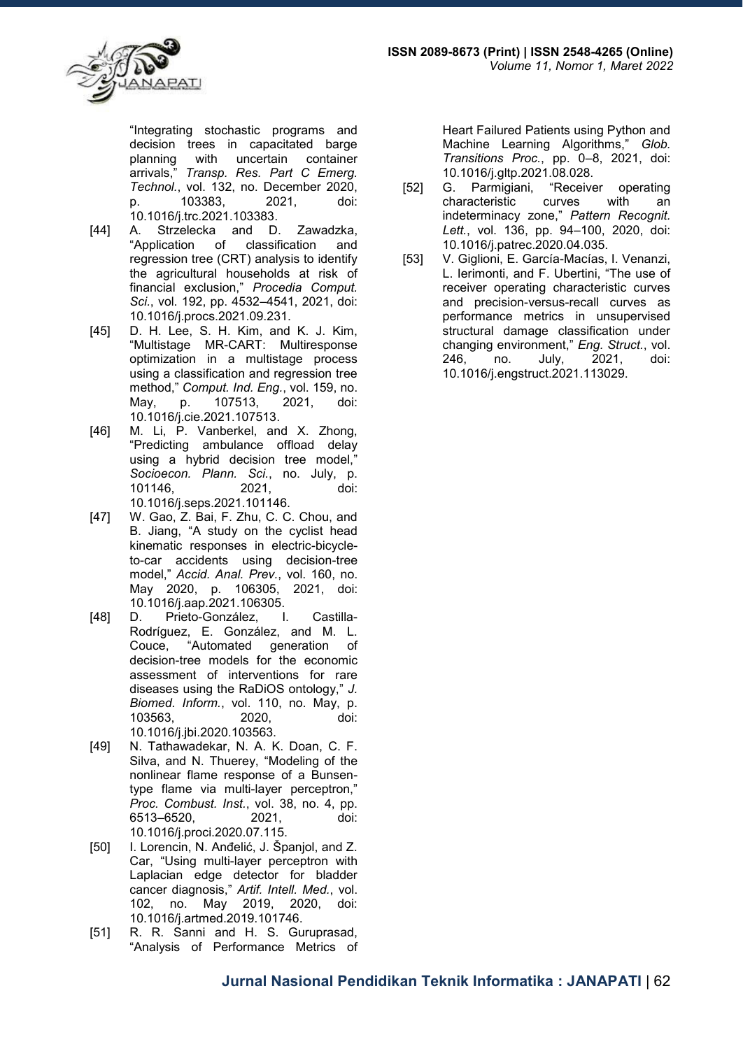"Integrating stochastic programs and decision trees in capacitated barge planning with uncertain container arrivals," *Transp. Res. Part C Emerg. Technol.*, vol. 132, no. December 2020, p. 103383, 2021, doi: 10.1016/j.trc.2021.103383.

[44] A. Strzelecka and D. Zawadzka, "Application of classification and regression tree (CRT) analysis to identify the agricultural households at risk of financial exclusion," *Procedia Comput. Sci.*, vol. 192, pp. 4532–4541, 2021, doi: 10.1016/j.procs.2021.09.231.

[45] D. H. Lee, S. H. Kim, and K. J. Kim, "Multistage MR-CART: Multiresponse optimization in a multistage process using a classification and regression tree method," *Comput. Ind. Eng.*, vol. 159, no. May, p. 107513, 2021, doi: 10.1016/j.cie.2021.107513.

[46] M. Li, P. Vanberkel, and X. Zhong, "Predicting ambulance offload delay using a hybrid decision tree model," *Socioecon. Plann. Sci.*, no. July, p. 101146, 2021, doi: 10.1016/j.seps.2021.101146.

[47] W. Gao, Z. Bai, F. Zhu, C. C. Chou, and B. Jiang, "A study on the cyclist head kinematic responses in electric-bicycle-to-car accidents using decision-tree model," *Accid. Anal. Prev.*, vol. 160, no. May 2020, p. 106305, 2021, doi: 10.1016/j.aap.2021.106305.

[48] D. Prieto-González, I. Castilla-Rodríguez, E. González, and M. L. Couce, "Automated generation of decision-tree models for the economic assessment of interventions for rare diseases using the RaDiOS ontology," *J. Biomed. Inform.*, vol. 110, no. May, p. 103563, 2020, doi: 10.1016/j.jbi.2020.103563.

[49] N. Tathawadekar, N. A. K. Doan, C. F. Silva, and N. Thuerey, "Modeling of the nonlinear flame response of a Bunsen-type flame via multi-layer perceptron," *Proc. Combust. Inst.*, vol. 38, no. 4, pp. 6513–6520, 2021, doi: 10.1016/j.proci.2020.07.115.

[50] I. Lorencin, N. Anđelić, J. Španjol, and Z. Car, "Using multi-layer perceptron with Laplacian edge detector for bladder cancer diagnosis," *Artif. Intell. Med.*, vol. 102, no. May 2019, 2020, doi: 10.1016/j.artmed.2019.101746.

[51] R. R. Sanni and H. S. Guruprasad, "Analysis of Performance Metrics of Heart Failured Patients using Python and Machine Learning Algorithms," *Glob. Transitions Proc.*, pp. 0–8, 2021, doi: 10.1016/j.gltp.2021.08.028.

[52] G. Parmigiani, "Receiver operating characteristic curves with an indeterminacy zone," *Pattern Recognit. Lett.*, vol. 136, pp. 94–100, 2020, doi: 10.1016/j.patrec.2020.04.035.

[53] V. Giglioni, E. García-Macías, I. Venanzi, L. Ierimonti, and F. Ubertini, "The use of receiver operating characteristic curves and precision-versus-recall curves as performance metrics in unsupervised structural damage classification under changing environment," *Eng. Struct.*, vol. 246, no. July, 2021, doi: 10.1016/j.engstruct.2021.113029.